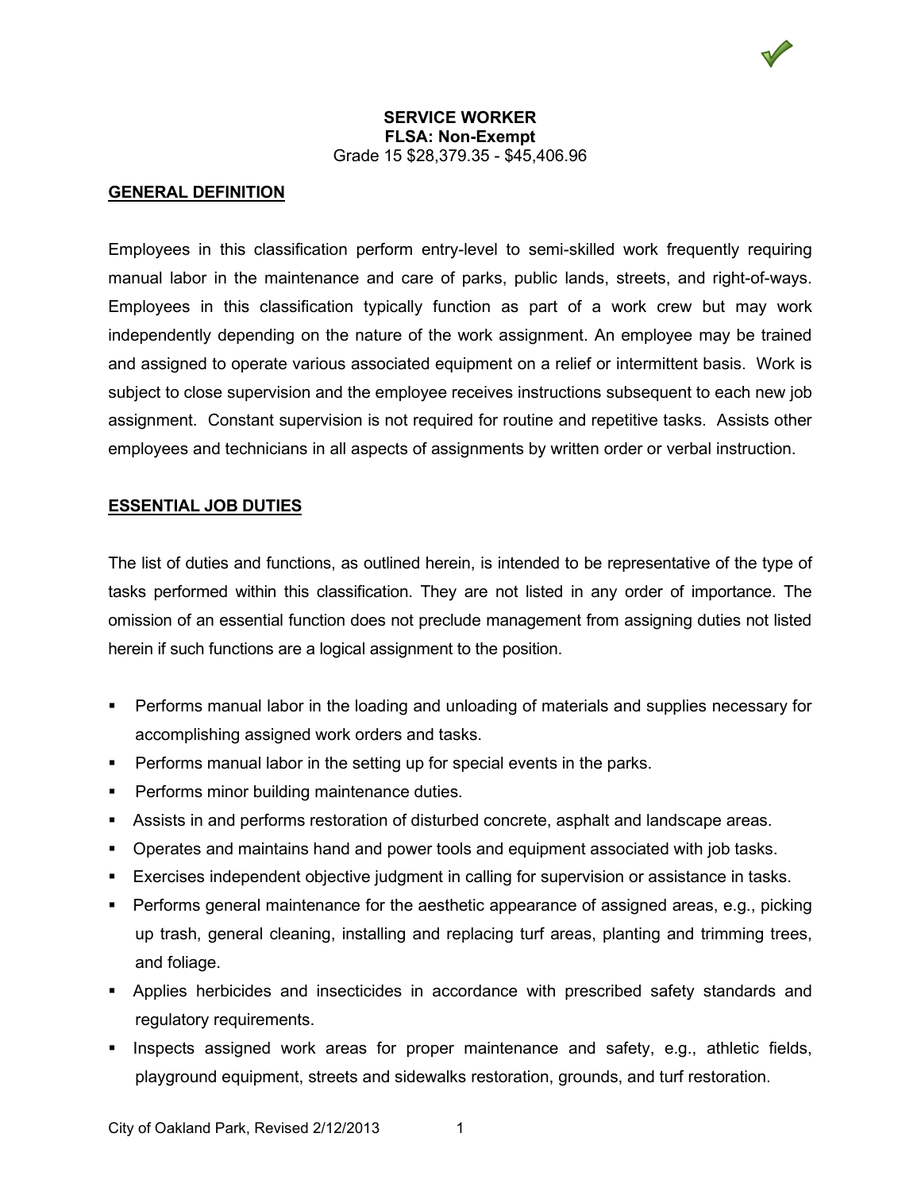**SERVICE WORKER**
**FLSA: Non-Exempt**
Grade 15 $28,379.35 - $45,406.96

## GENERAL DEFINITION

Employees in this classification perform entry-level to semi-skilled work frequently requiring manual labor in the maintenance and care of parks, public lands, streets, and right-of-ways. Employees in this classification typically function as part of a work crew but may work independently depending on the nature of the work assignment. An employee may be trained and assigned to operate various associated equipment on a relief or intermittent basis. Work is subject to close supervision and the employee receives instructions subsequent to each new job assignment. Constant supervision is not required for routine and repetitive tasks. Assists other employees and technicians in all aspects of assignments by written order or verbal instruction.

## ESSENTIAL JOB DUTIES

The list of duties and functions, as outlined herein, is intended to be representative of the type of tasks performed within this classification. They are not listed in any order of importance. The omission of an essential function does not preclude management from assigning duties not listed herein if such functions are a logical assignment to the position.

- Performs manual labor in the loading and unloading of materials and supplies necessary for accomplishing assigned work orders and tasks.
- Performs manual labor in the setting up for special events in the parks.
- Performs minor building maintenance duties.
- Assists in and performs restoration of disturbed concrete, asphalt and landscape areas.
- Operates and maintains hand and power tools and equipment associated with job tasks.
- Exercises independent objective judgment in calling for supervision or assistance in tasks.
- Performs general maintenance for the aesthetic appearance of assigned areas, e.g., picking up trash, general cleaning, installing and replacing turf areas, planting and trimming trees, and foliage.
- Applies herbicides and insecticides in accordance with prescribed safety standards and regulatory requirements.
- Inspects assigned work areas for proper maintenance and safety, e.g., athletic fields, playground equipment, streets and sidewalks restoration, grounds, and turf restoration.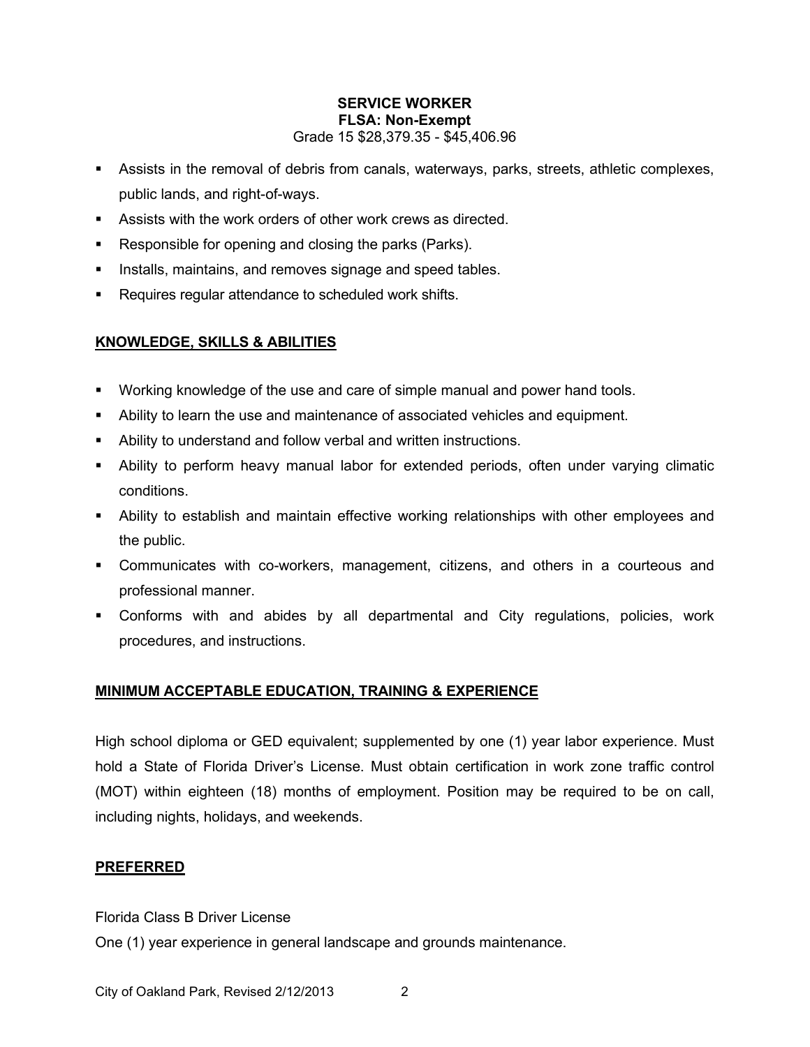**SERVICE WORKER**
**FLSA: Non-Exempt**
Grade 15 $28,379.35 - $45,406.96

- Assists in the removal of debris from canals, waterways, parks, streets, athletic complexes, public lands, and right-of-ways.
- Assists with the work orders of other work crews as directed.
- Responsible for opening and closing the parks (Parks).
- Installs, maintains, and removes signage and speed tables.
- Requires regular attendance to scheduled work shifts.

## KNOWLEDGE, SKILLS & ABILITIES

- Working knowledge of the use and care of simple manual and power hand tools.
- Ability to learn the use and maintenance of associated vehicles and equipment.
- Ability to understand and follow verbal and written instructions.
- Ability to perform heavy manual labor for extended periods, often under varying climatic conditions.
- Ability to establish and maintain effective working relationships with other employees and the public.
- Communicates with co-workers, management, citizens, and others in a courteous and professional manner.
- Conforms with and abides by all departmental and City regulations, policies, work procedures, and instructions.

## MINIMUM ACCEPTABLE EDUCATION, TRAINING & EXPERIENCE

High school diploma or GED equivalent; supplemented by one (1) year labor experience. Must hold a State of Florida Driver's License. Must obtain certification in work zone traffic control (MOT) within eighteen (18) months of employment. Position may be required to be on call, including nights, holidays, and weekends.

## PREFERRED

Florida Class B Driver License
One (1) year experience in general landscape and grounds maintenance.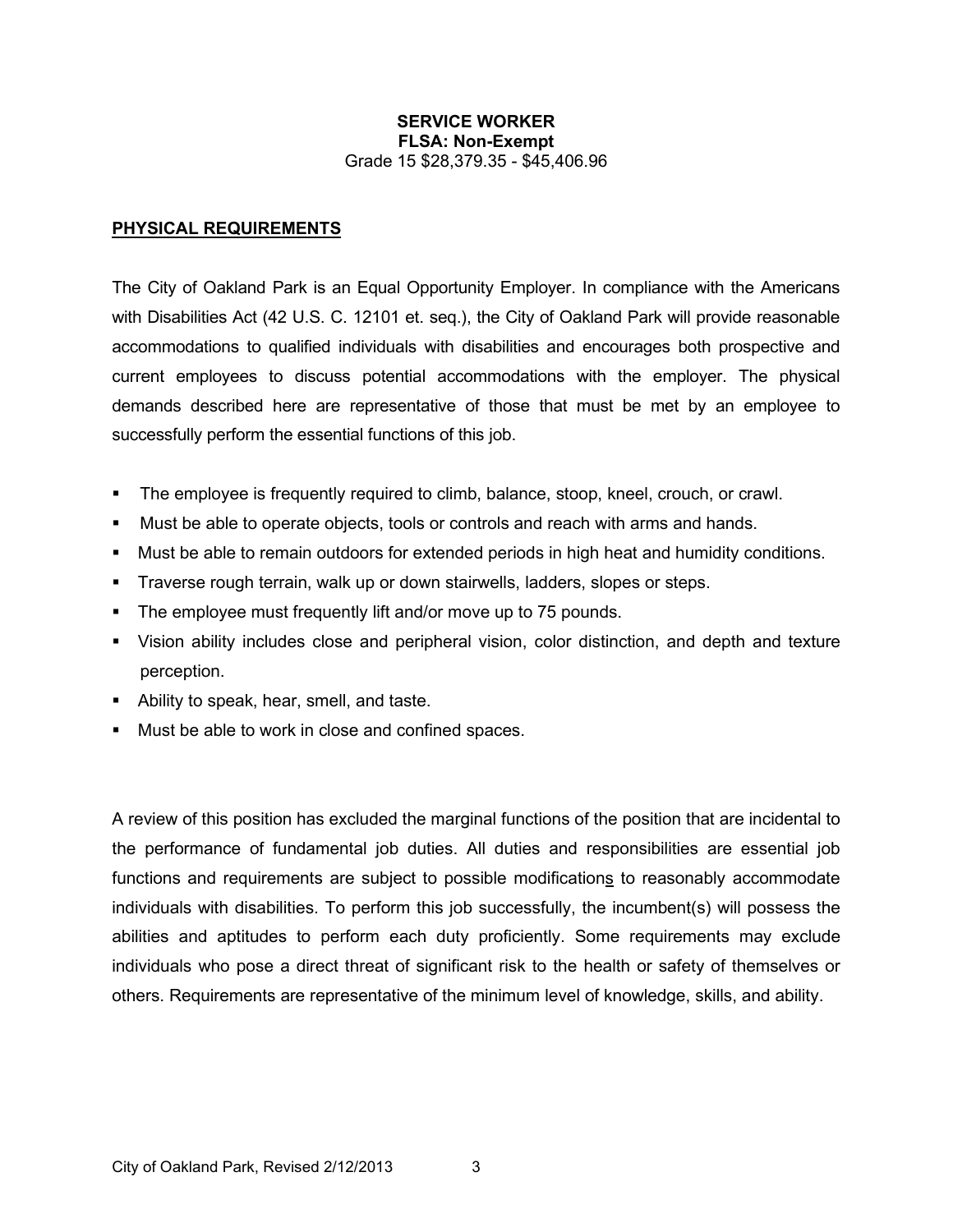**SERVICE WORKER**
**FLSA: Non-Exempt**
Grade 15 $28,379.35 - $45,406.96

## PHYSICAL REQUIREMENTS

The City of Oakland Park is an Equal Opportunity Employer. In compliance with the Americans with Disabilities Act (42 U.S. C. 12101 et. seq.), the City of Oakland Park will provide reasonable accommodations to qualified individuals with disabilities and encourages both prospective and current employees to discuss potential accommodations with the employer. The physical demands described here are representative of those that must be met by an employee to successfully perform the essential functions of this job.

- The employee is frequently required to climb, balance, stoop, kneel, crouch, or crawl.
- Must be able to operate objects, tools or controls and reach with arms and hands.
- Must be able to remain outdoors for extended periods in high heat and humidity conditions.
- Traverse rough terrain, walk up or down stairwells, ladders, slopes or steps.
- The employee must frequently lift and/or move up to 75 pounds.
- Vision ability includes close and peripheral vision, color distinction, and depth and texture perception.
- Ability to speak, hear, smell, and taste.
- Must be able to work in close and confined spaces.

A review of this position has excluded the marginal functions of the position that are incidental to the performance of fundamental job duties. All duties and responsibilities are essential job functions and requirements are subject to possible modifications to reasonably accommodate individuals with disabilities. To perform this job successfully, the incumbent(s) will possess the abilities and aptitudes to perform each duty proficiently. Some requirements may exclude individuals who pose a direct threat of significant risk to the health or safety of themselves or others. Requirements are representative of the minimum level of knowledge, skills, and ability.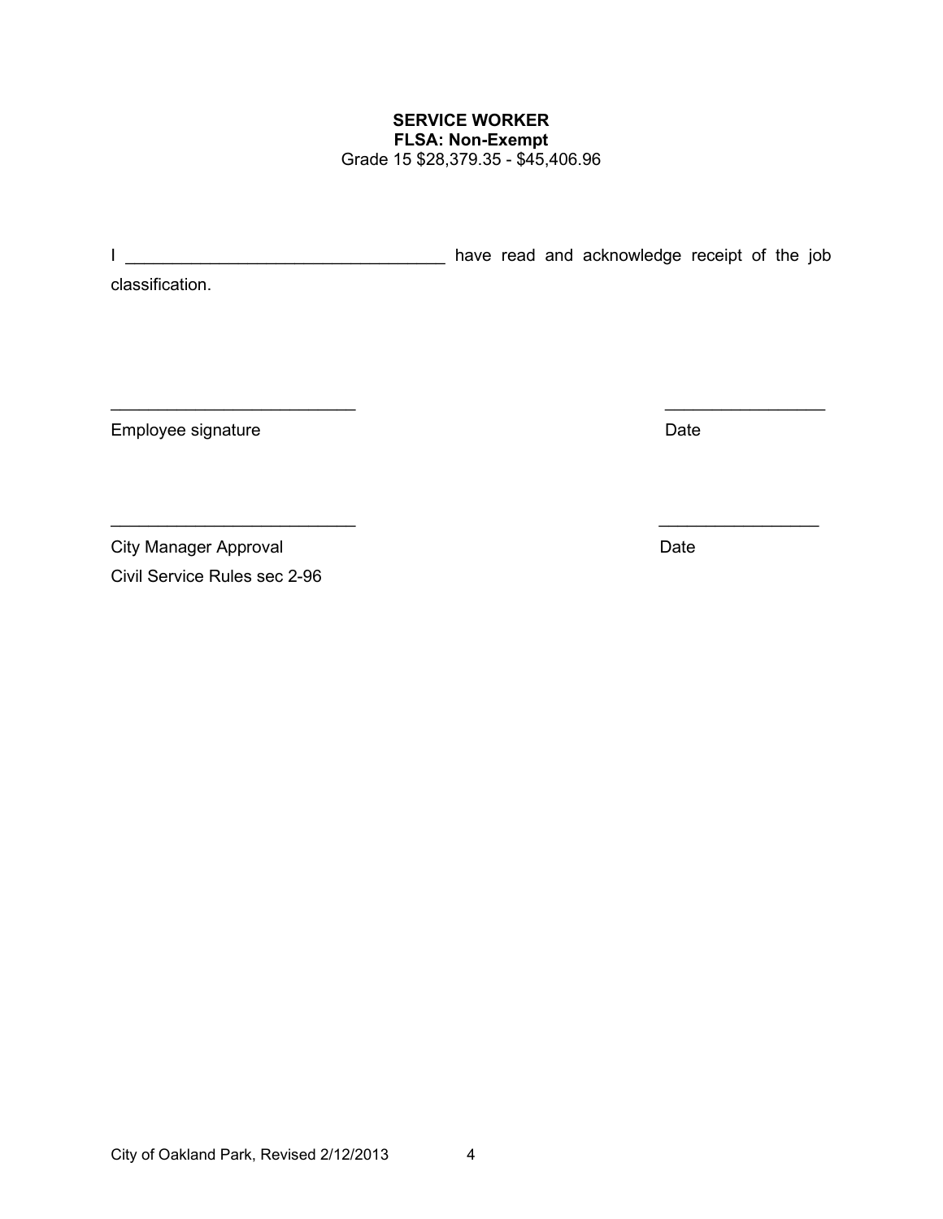**SERVICE WORKER**
**FLSA: Non-Exempt**
Grade 15 $28,379.35 - $45,406.96

I _________________________________ have read and acknowledge receipt of the job classification.

__________________________ _________________

Employee signature Date

__________________________ _________________

City Manager Approval Date

Civil Service Rules sec 2-96

City of Oakland Park, Revised 2/12/2013